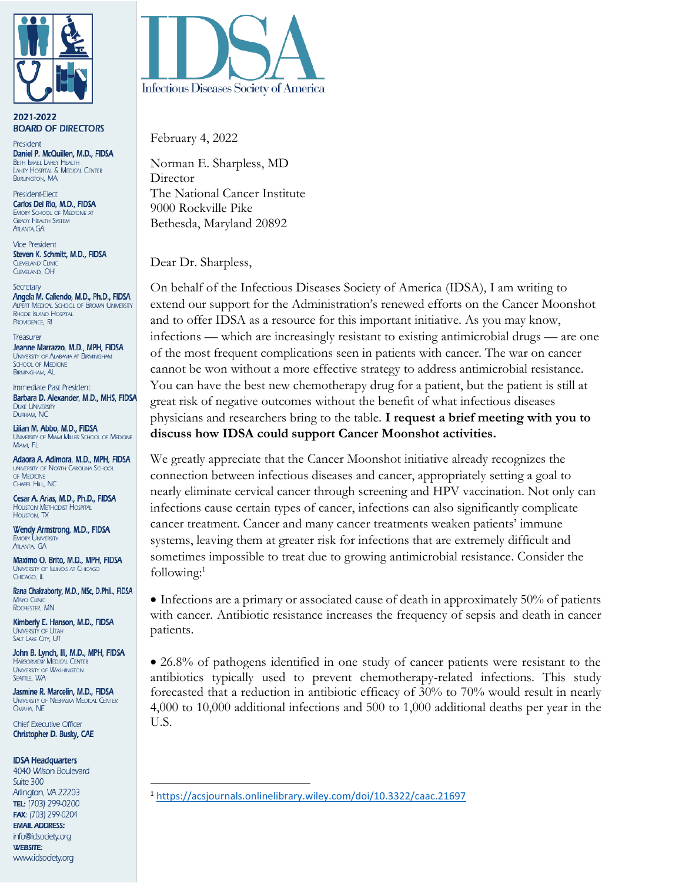# IDSA

Infectious Diseases Society of America

**2021-2022 BOARD OF DIRECTORS**

President
**Daniel P. McQuillen, M.D., FIDSA**
Beth Israel Lahey Health
Lahey Hospital & Medical Center
Burlington, MA

President-Elect
**Carlos Del Rio, M.D., FIDSA**
Emory School of Medicine at
Grady Health System
Atlanta, GA

Vice President
**Steven K. Schmitt, M.D., FIDSA**
Cleveland Clinic
Cleveland, OH

Secretary
**Angela M. Caliendo, M.D., Ph.D., FIDSA**
Alpert Medical School of Brown University
Rhode Island Hospital
Providence, RI

Treasurer
**Jeanne Marrazzo, M.D., MPH, FIDSA**
University of Alabama at Birmingham
School of Medicine
Birmingham, AL

Immediate Past President
**Barbara D. Alexander, M.D., MHS, FIDSA**
Duke University
Durham, NC

**Lilian M. Abbo, M.D., FIDSA**
University of Miami Miller School of Medicine
Miami, FL

**Adaora A. Adimora, M.D., MPH, FIDSA**
University of North Carolina School
of Medicine
Chapel Hill, NC

**Cesar A. Arias, M.D., Ph.D., FIDSA**
Houston Methodist Hospital
Houston, TX

**Wendy Armstrong, M.D., FIDSA**
Emory University
Atlanta, GA

**Maximo O. Brito, M.D., MPH, FIDSA**
University of Illinois at Chicago
Chicago, IL

**Rana Chakraborty, M.D., MSc, D.Phil., FIDSA**
Mayo Clinic
Rochester, MN

**Kimberly E. Hanson, M.D., FIDSA**
University of Utah
Salt Lake City, UT

**John B. Lynch, III, M.D., MPH, FIDSA**
Harborview Medical Center
University of Washington
Seattle, WA

**Jasmine R. Marcelin, M.D., FIDSA**
University of Nebraska Medical Center
Omaha, NE

Chief Executive Officer
**Christopher D. Busky, CAE**

**IDSA Headquarters**
4040 Wilson Boulevard
Suite 300
Arlington, VA 22203
**TEL:** (703) 299-0200
**FAX:** (703) 299-0204
**EMAIL ADDRESS:**
info@idsociety.org
**WEBSITE:**
www.idsociety.org

February 4, 2022

Norman E. Sharpless, MD
Director
The National Cancer Institute
9000 Rockville Pike
Bethesda, Maryland 20892

Dear Dr. Sharpless,

On behalf of the Infectious Diseases Society of America (IDSA), I am writing to extend our support for the Administration's renewed efforts on the Cancer Moonshot and to offer IDSA as a resource for this important initiative. As you may know, infections — which are increasingly resistant to existing antimicrobial drugs — are one of the most frequent complications seen in patients with cancer. The war on cancer cannot be won without a more effective strategy to address antimicrobial resistance. You can have the best new chemotherapy drug for a patient, but the patient is still at great risk of negative outcomes without the benefit of what infectious diseases physicians and researchers bring to the table. **I request a brief meeting with you to discuss how IDSA could support Cancer Moonshot activities.**

We greatly appreciate that the Cancer Moonshot initiative already recognizes the connection between infectious diseases and cancer, appropriately setting a goal to nearly eliminate cervical cancer through screening and HPV vaccination. Not only can infections cause certain types of cancer, infections can also significantly complicate cancer treatment. Cancer and many cancer treatments weaken patients' immune systems, leaving them at greater risk for infections that are extremely difficult and sometimes impossible to treat due to growing antimicrobial resistance. Consider the following:[1]

- Infections are a primary or associated cause of death in approximately 50% of patients with cancer. Antibiotic resistance increases the frequency of sepsis and death in cancer patients.

- 26.8% of pathogens identified in one study of cancer patients were resistant to the antibiotics typically used to prevent chemotherapy-related infections. This study forecasted that a reduction in antibiotic efficacy of 30% to 70% would result in nearly 4,000 to 10,000 additional infections and 500 to 1,000 additional deaths per year in the U.S.

---

[1] https://acsjournals.onlinelibrary.wiley.com/doi/10.3322/caac.21697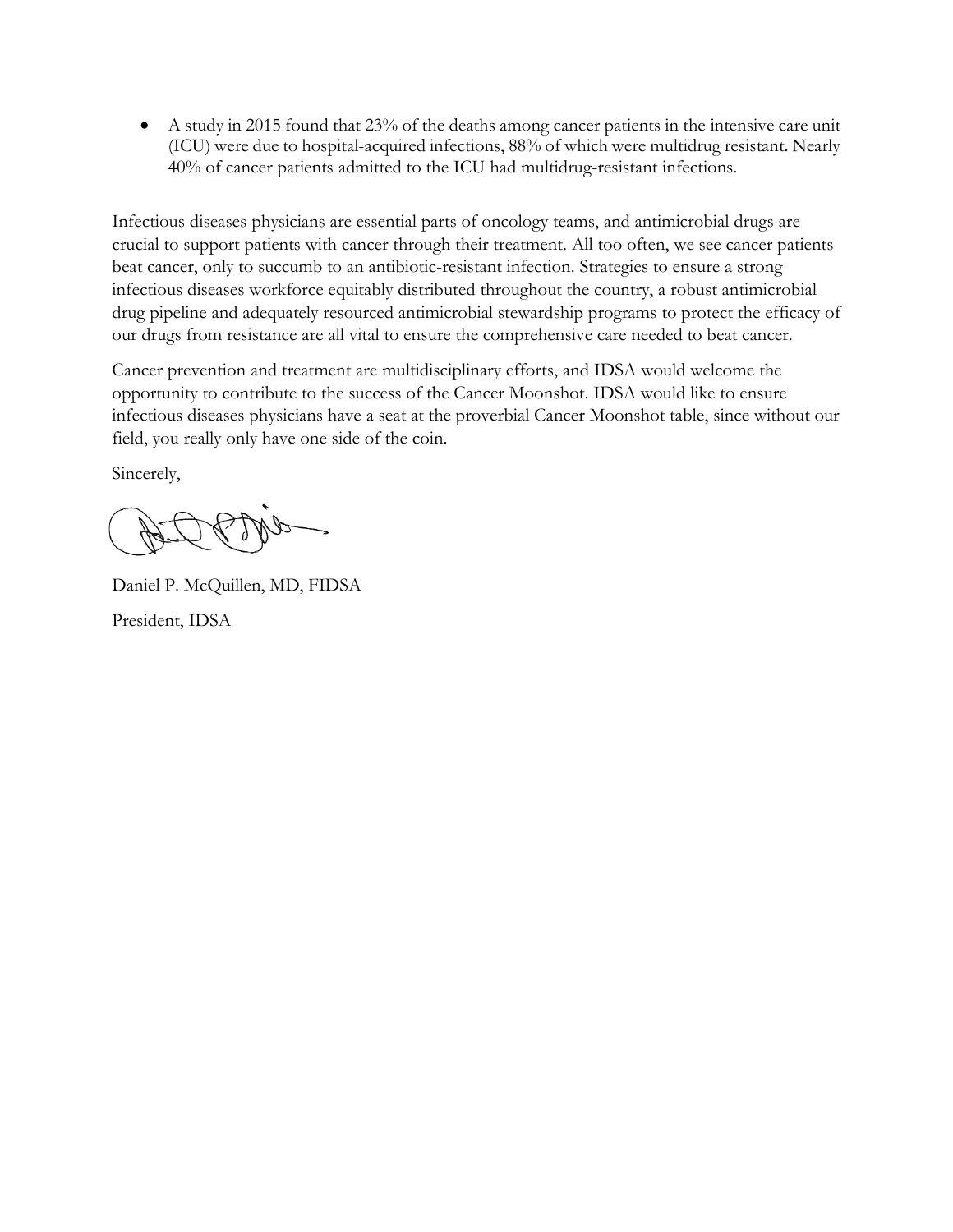- A study in 2015 found that 23% of the deaths among cancer patients in the intensive care unit (ICU) were due to hospital-acquired infections, 88% of which were multidrug resistant. Nearly 40% of cancer patients admitted to the ICU had multidrug-resistant infections.

Infectious diseases physicians are essential parts of oncology teams, and antimicrobial drugs are crucial to support patients with cancer through their treatment. All too often, we see cancer patients beat cancer, only to succumb to an antibiotic-resistant infection. Strategies to ensure a strong infectious diseases workforce equitably distributed throughout the country, a robust antimicrobial drug pipeline and adequately resourced antimicrobial stewardship programs to protect the efficacy of our drugs from resistance are all vital to ensure the comprehensive care needed to beat cancer.

Cancer prevention and treatment are multidisciplinary efforts, and IDSA would welcome the opportunity to contribute to the success of the Cancer Moonshot. IDSA would like to ensure infectious diseases physicians have a seat at the proverbial Cancer Moonshot table, since without our field, you really only have one side of the coin.

Sincerely,

Daniel P. McQuillen, MD, FIDSA

President, IDSA